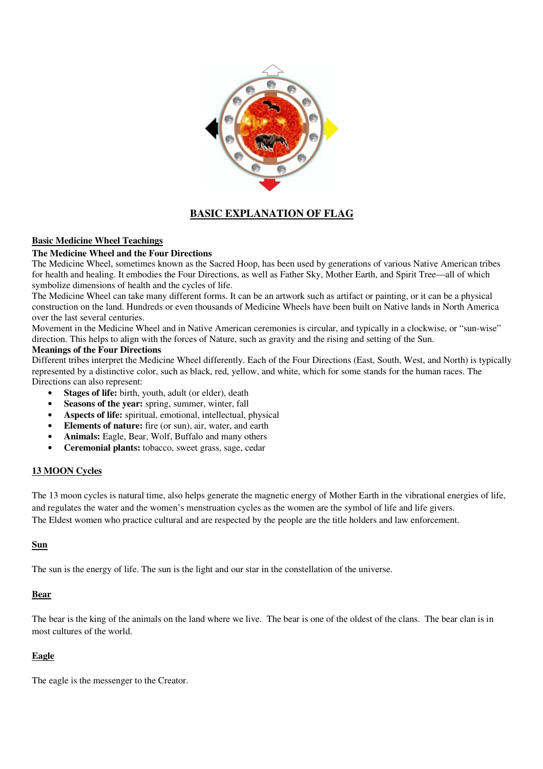# BASIC EXPLANATION OF FLAG

## Basic Medicine Wheel Teachings

### The Medicine Wheel and the Four Directions

The Medicine Wheel, sometimes known as the Sacred Hoop, has been used by generations of various Native American tribes for health and healing. It embodies the Four Directions, as well as Father Sky, Mother Earth, and Spirit Tree—all of which symbolize dimensions of health and the cycles of life.

The Medicine Wheel can take many different forms. It can be an artwork such as artifact or painting, or it can be a physical construction on the land. Hundreds or even thousands of Medicine Wheels have been built on Native lands in North America over the last several centuries.

Movement in the Medicine Wheel and in Native American ceremonies is circular, and typically in a clockwise, or "sun-wise" direction. This helps to align with the forces of Nature, such as gravity and the rising and setting of the Sun.

### Meanings of the Four Directions

Different tribes interpret the Medicine Wheel differently. Each of the Four Directions (East, South, West, and North) is typically represented by a distinctive color, such as black, red, yellow, and white, which for some stands for the human races. The Directions can also represent:

- **Stages of life:** birth, youth, adult (or elder), death
- **Seasons of the year:** spring, summer, winter, fall
- **Aspects of life:** spiritual, emotional, intellectual, physical
- **Elements of nature:** fire (or sun), air, water, and earth
- **Animals:** Eagle, Bear, Wolf, Buffalo and many others
- **Ceremonial plants:** tobacco, sweet grass, sage, cedar

## 13 MOON Cycles

The 13 moon cycles is natural time, also helps generate the magnetic energy of Mother Earth in the vibrational energies of life, and regulates the water and the women's menstruation cycles as the women are the symbol of life and life givers.
The Eldest women who practice cultural and are respected by the people are the title holders and law enforcement.

## Sun

The sun is the energy of life. The sun is the light and our star in the constellation of the universe.

## Bear

The bear is the king of the animals on the land where we live. The bear is one of the oldest of the clans. The bear clan is in most cultures of the world.

## Eagle

The eagle is the messenger to the Creator.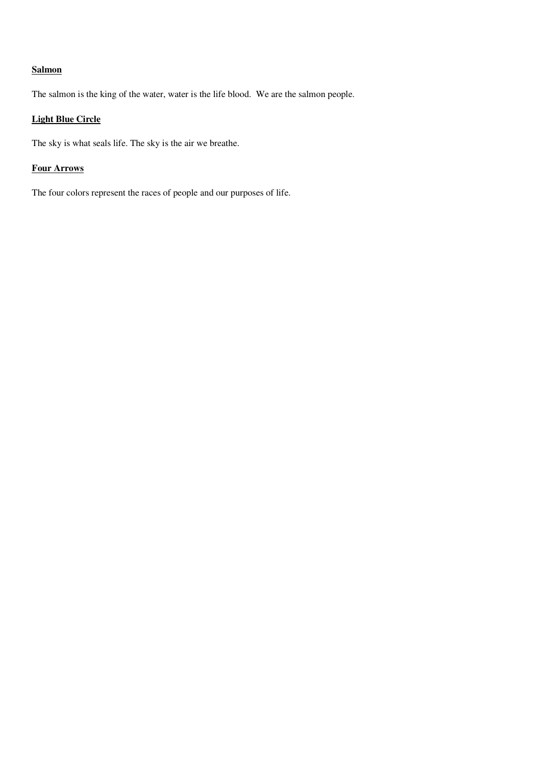**Salmon**

The salmon is the king of the water, water is the life blood. We are the salmon people.

**Light Blue Circle**

The sky is what seals life. The sky is the air we breathe.

**Four Arrows**

The four colors represent the races of people and our purposes of life.